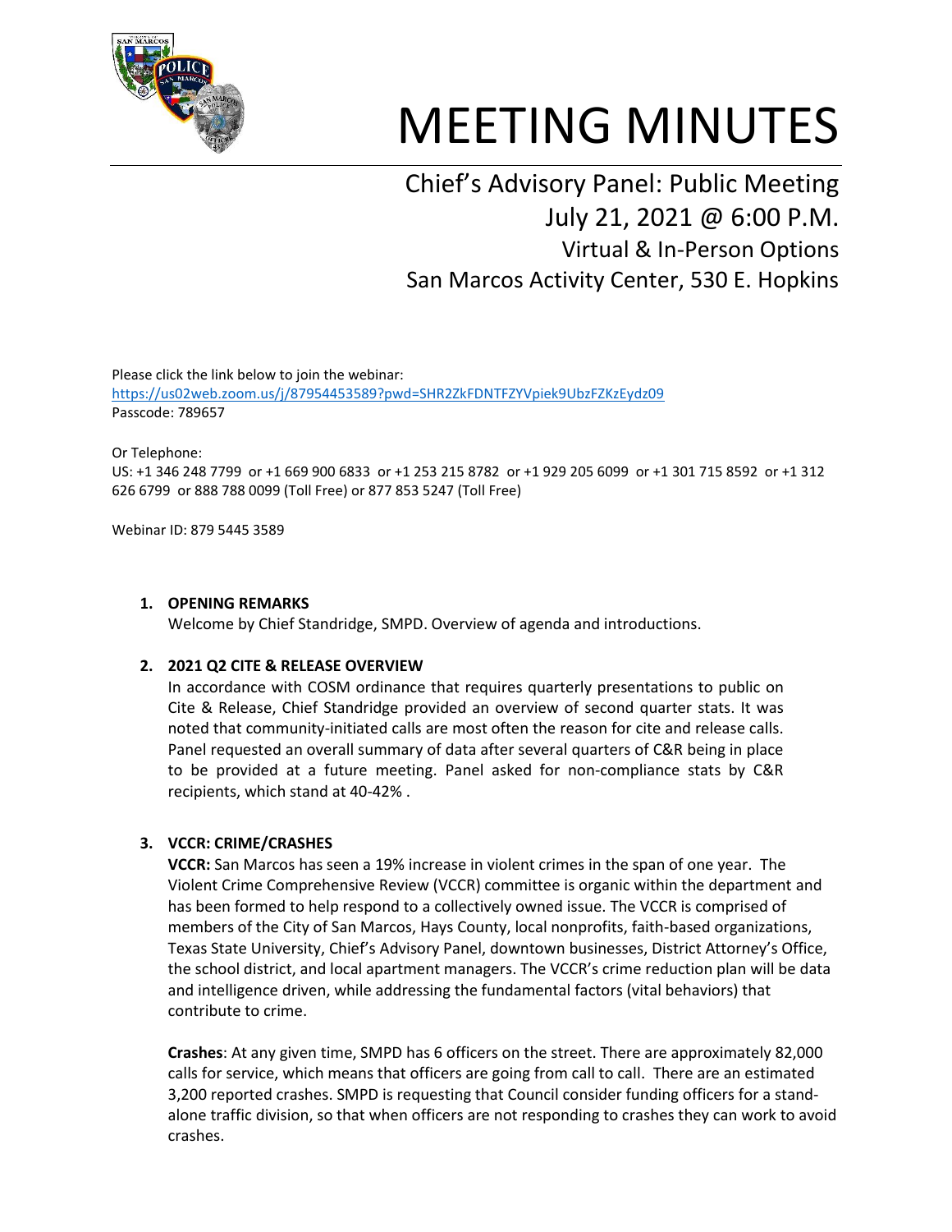# MEETING MINUTES

## Chief's Advisory Panel: Public Meeting

July 21, 2021 @ 6:00 P.M.

Virtual & In-Person Options

San Marcos Activity Center, 530 E. Hopkins

Please click the link below to join the webinar:
https://us02web.zoom.us/j/87954453589?pwd=SHR2ZkFDNTFZYVpiek9UbzFZKzEydz09
Passcode: 789657

Or Telephone:
US: +1 346 248 7799 or +1 669 900 6833 or +1 253 215 8782 or +1 929 205 6099 or +1 301 715 8592 or +1 312 626 6799 or 888 788 0099 (Toll Free) or 877 853 5247 (Toll Free)

Webinar ID: 879 5445 3589

1. **OPENING REMARKS**
   Welcome by Chief Standridge, SMPD. Overview of agenda and introductions.

2. **2021 Q2 CITE & RELEASE OVERVIEW**
   In accordance with COSM ordinance that requires quarterly presentations to public on Cite & Release, Chief Standridge provided an overview of second quarter stats. It was noted that community-initiated calls are most often the reason for cite and release calls. Panel requested an overall summary of data after several quarters of C&R being in place to be provided at a future meeting. Panel asked for non-compliance stats by C&R recipients, which stand at 40-42% .

3. **VCCR: CRIME/CRASHES**
   **VCCR:** San Marcos has seen a 19% increase in violent crimes in the span of one year. The Violent Crime Comprehensive Review (VCCR) committee is organic within the department and has been formed to help respond to a collectively owned issue. The VCCR is comprised of members of the City of San Marcos, Hays County, local nonprofits, faith-based organizations, Texas State University, Chief's Advisory Panel, downtown businesses, District Attorney's Office, the school district, and local apartment managers. The VCCR's crime reduction plan will be data and intelligence driven, while addressing the fundamental factors (vital behaviors) that contribute to crime.

   **Crashes**: At any given time, SMPD has 6 officers on the street. There are approximately 82,000 calls for service, which means that officers are going from call to call. There are an estimated 3,200 reported crashes. SMPD is requesting that Council consider funding officers for a stand-alone traffic division, so that when officers are not responding to crashes they can work to avoid crashes.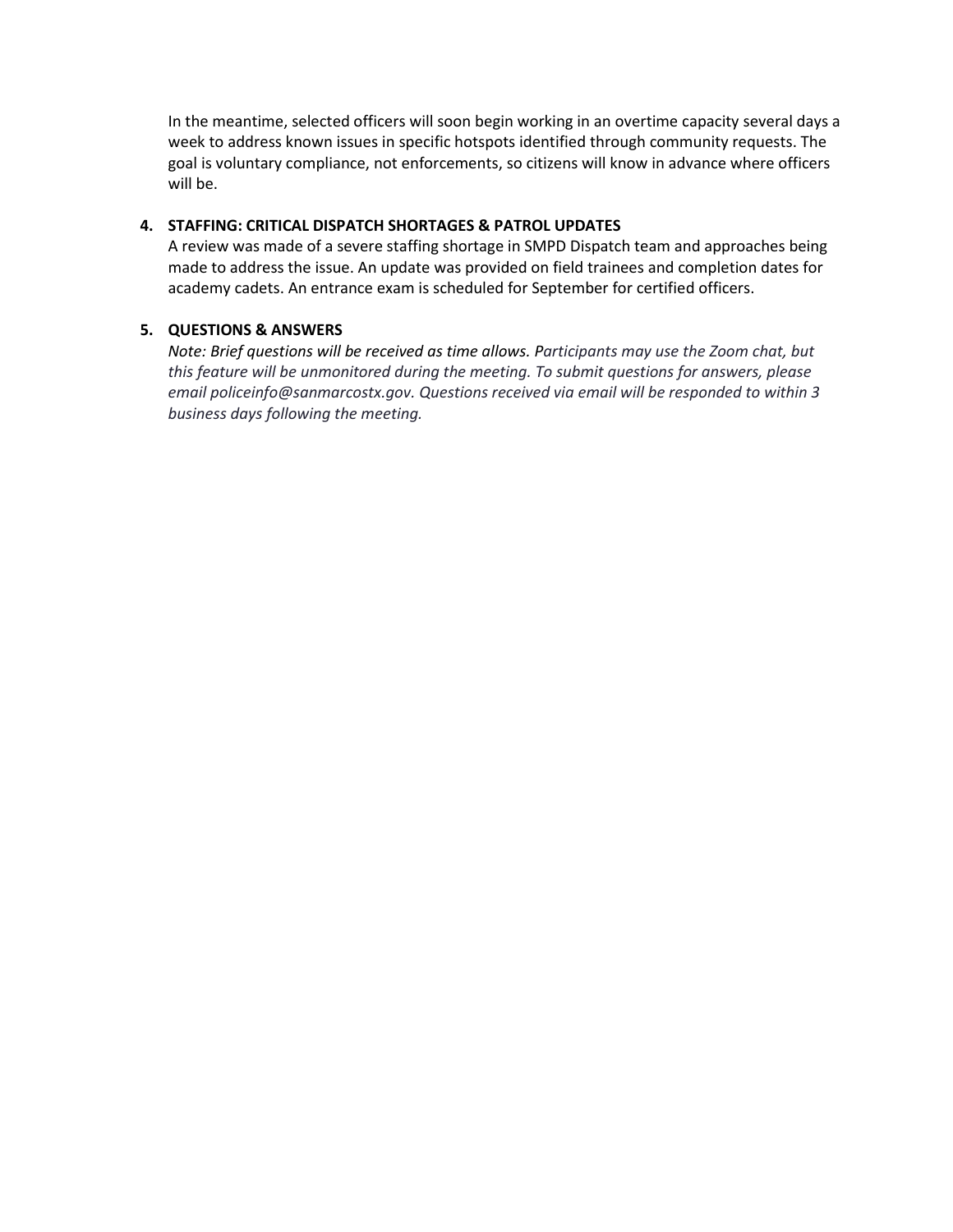In the meantime, selected officers will soon begin working in an overtime capacity several days a week to address known issues in specific hotspots identified through community requests. The goal is voluntary compliance, not enforcements, so citizens will know in advance where officers will be.

4. **STAFFING: CRITICAL DISPATCH SHORTAGES & PATROL UPDATES**
   A review was made of a severe staffing shortage in SMPD Dispatch team and approaches being made to address the issue. An update was provided on field trainees and completion dates for academy cadets. An entrance exam is scheduled for September for certified officers.

5. **QUESTIONS & ANSWERS**
   *Note: Brief questions will be received as time allows. Participants may use the Zoom chat, but this feature will be unmonitored during the meeting. To submit questions for answers, please email policeinfo@sanmarcostx.gov. Questions received via email will be responded to within 3 business days following the meeting.*